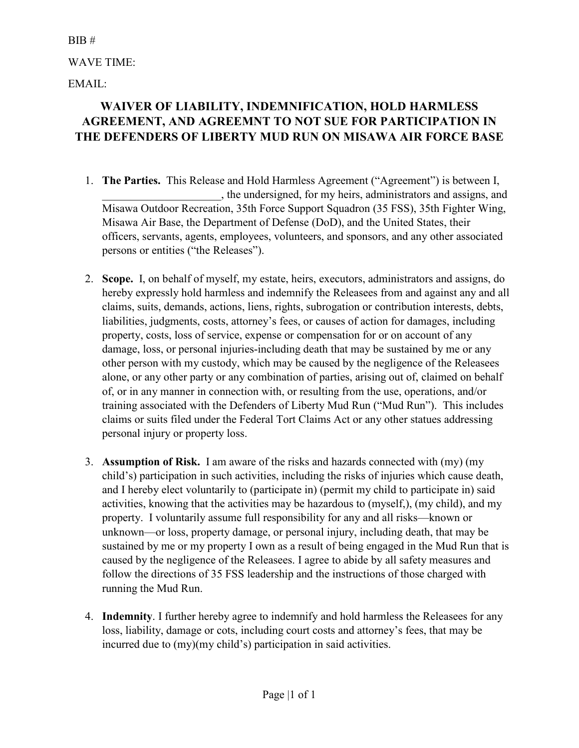BIB #

WAVE TIME:

EMAIL:

# WAIVER OF LIABILITY, INDEMNIFICATION, HOLD HARMLESS AGREEMENT, AND AGREEMNT TO NOT SUE FOR PARTICIPATION IN THE DEFENDERS OF LIBERTY MUD RUN ON MISAWA AIR FORCE BASE

1. **The Parties.** This Release and Hold Harmless Agreement ("Agreement") is between I, _____________________, the undersigned, for my heirs, administrators and assigns, and Misawa Outdoor Recreation, 35th Force Support Squadron (35 FSS), 35th Fighter Wing, Misawa Air Base, the Department of Defense (DoD), and the United States, their officers, servants, agents, employees, volunteers, and sponsors, and any other associated persons or entities ("the Releases").

2. **Scope.** I, on behalf of myself, my estate, heirs, executors, administrators and assigns, do hereby expressly hold harmless and indemnify the Releasees from and against any and all claims, suits, demands, actions, liens, rights, subrogation or contribution interests, debts, liabilities, judgments, costs, attorney's fees, or causes of action for damages, including property, costs, loss of service, expense or compensation for or on account of any damage, loss, or personal injuries-including death that may be sustained by me or any other person with my custody, which may be caused by the negligence of the Releasees alone, or any other party or any combination of parties, arising out of, claimed on behalf of, or in any manner in connection with, or resulting from the use, operations, and/or training associated with the Defenders of Liberty Mud Run ("Mud Run"). This includes claims or suits filed under the Federal Tort Claims Act or any other statues addressing personal injury or property loss.

3. **Assumption of Risk.** I am aware of the risks and hazards connected with (my) (my child's) participation in such activities, including the risks of injuries which cause death, and I hereby elect voluntarily to (participate in) (permit my child to participate in) said activities, knowing that the activities may be hazardous to (myself,), (my child), and my property. I voluntarily assume full responsibility for any and all risks—known or unknown—or loss, property damage, or personal injury, including death, that may be sustained by me or my property I own as a result of being engaged in the Mud Run that is caused by the negligence of the Releasees. I agree to abide by all safety measures and follow the directions of 35 FSS leadership and the instructions of those charged with running the Mud Run.

4. **Indemnity**. I further hereby agree to indemnify and hold harmless the Releasees for any loss, liability, damage or cots, including court costs and attorney's fees, that may be incurred due to (my)(my child's) participation in said activities.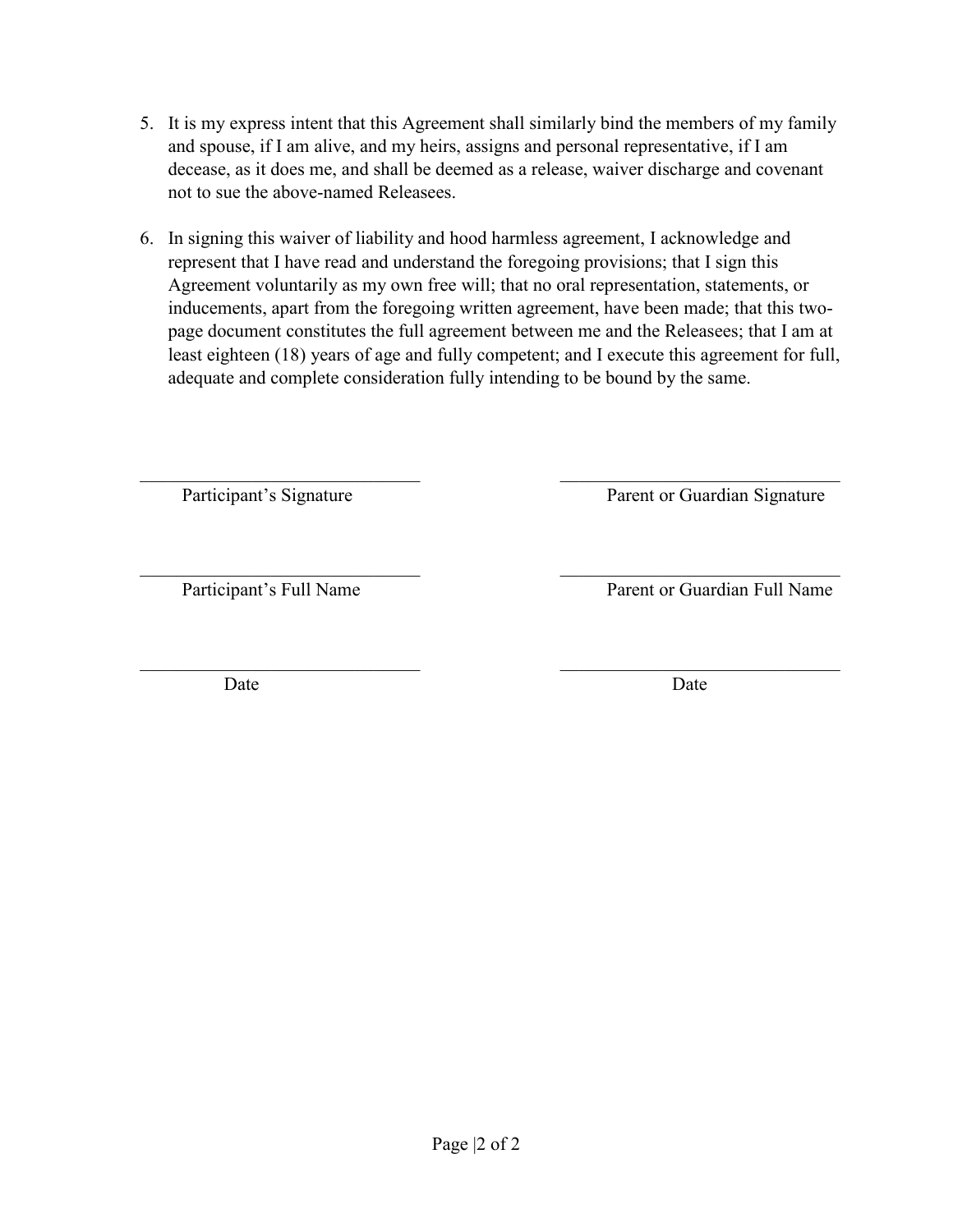5. It is my express intent that this Agreement shall similarly bind the members of my family and spouse, if I am alive, and my heirs, assigns and personal representative, if I am decease, as it does me, and shall be deemed as a release, waiver discharge and covenant not to sue the above-named Releasees.

6. In signing this waiver of liability and hood harmless agreement, I acknowledge and represent that I have read and understand the foregoing provisions; that I sign this Agreement voluntarily as my own free will; that no oral representation, statements, or inducements, apart from the foregoing written agreement, have been made; that this two-page document constitutes the full agreement between me and the Releasees; that I am at least eighteen (18) years of age and fully competent; and I execute this agreement for full, adequate and complete consideration fully intending to be bound by the same.

\_\_\_\_\_\_\_\_\_\_\_\_\_\_\_\_\_\_\_\_\_\_\_\_\_\_\_\_\_\_ Participant's Signature

\_\_\_\_\_\_\_\_\_\_\_\_\_\_\_\_\_\_\_\_\_\_\_\_\_\_\_\_\_\_ Parent or Guardian Signature

\_\_\_\_\_\_\_\_\_\_\_\_\_\_\_\_\_\_\_\_\_\_\_\_\_\_\_\_\_\_ Participant's Full Name

\_\_\_\_\_\_\_\_\_\_\_\_\_\_\_\_\_\_\_\_\_\_\_\_\_\_\_\_\_\_ Parent or Guardian Full Name

\_\_\_\_\_\_\_\_\_\_\_\_\_\_\_\_\_\_\_\_\_\_\_\_\_\_\_\_\_\_ Date

\_\_\_\_\_\_\_\_\_\_\_\_\_\_\_\_\_\_\_\_\_\_\_\_\_\_\_\_\_\_ Date